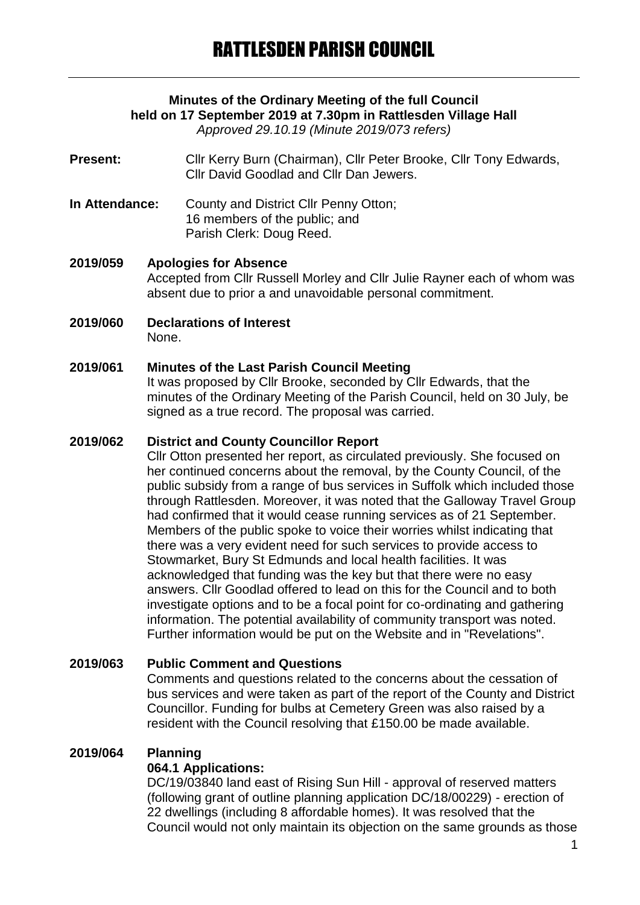# RATTLESDEN PARISH COUNCIL

**Minutes of the Ordinary Meeting of the full Council held on 17 September 2019 at 7.30pm in Rattlesden Village Hall**

*Approved 29.10.19 (Minute 2019/073 refers)*

**Present:** Cllr Kerry Burn (Chairman), Cllr Peter Brooke, Cllr Tony Edwards, Cllr David Goodlad and Cllr Dan Jewers.

**In Attendance:** County and District Cllr Penny Otton;
16 members of the public; and
Parish Clerk: Doug Reed.

**2019/059 Apologies for Absence**

Accepted from Cllr Russell Morley and Cllr Julie Rayner each of whom was absent due to prior a and unavoidable personal commitment.

**2019/060 Declarations of Interest**

None.

**2019/061 Minutes of the Last Parish Council Meeting**

It was proposed by Cllr Brooke, seconded by Cllr Edwards, that the minutes of the Ordinary Meeting of the Parish Council, held on 30 July, be signed as a true record. The proposal was carried.

**2019/062 District and County Councillor Report**

Cllr Otton presented her report, as circulated previously. She focused on her continued concerns about the removal, by the County Council, of the public subsidy from a range of bus services in Suffolk which included those through Rattlesden. Moreover, it was noted that the Galloway Travel Group had confirmed that it would cease running services as of 21 September. Members of the public spoke to voice their worries whilst indicating that there was a very evident need for such services to provide access to Stowmarket, Bury St Edmunds and local health facilities. It was acknowledged that funding was the key but that there were no easy answers. Cllr Goodlad offered to lead on this for the Council and to both investigate options and to be a focal point for co-ordinating and gathering information. The potential availability of community transport was noted. Further information would be put on the Website and in "Revelations".

**2019/063 Public Comment and Questions**

Comments and questions related to the concerns about the cessation of bus services and were taken as part of the report of the County and District Councillor. Funding for bulbs at Cemetery Green was also raised by a resident with the Council resolving that £150.00 be made available.

**2019/064 Planning**

**064.1 Applications:**

DC/19/03840 land east of Rising Sun Hill - approval of reserved matters (following grant of outline planning application DC/18/00229) - erection of 22 dwellings (including 8 affordable homes). It was resolved that the Council would not only maintain its objection on the same grounds as those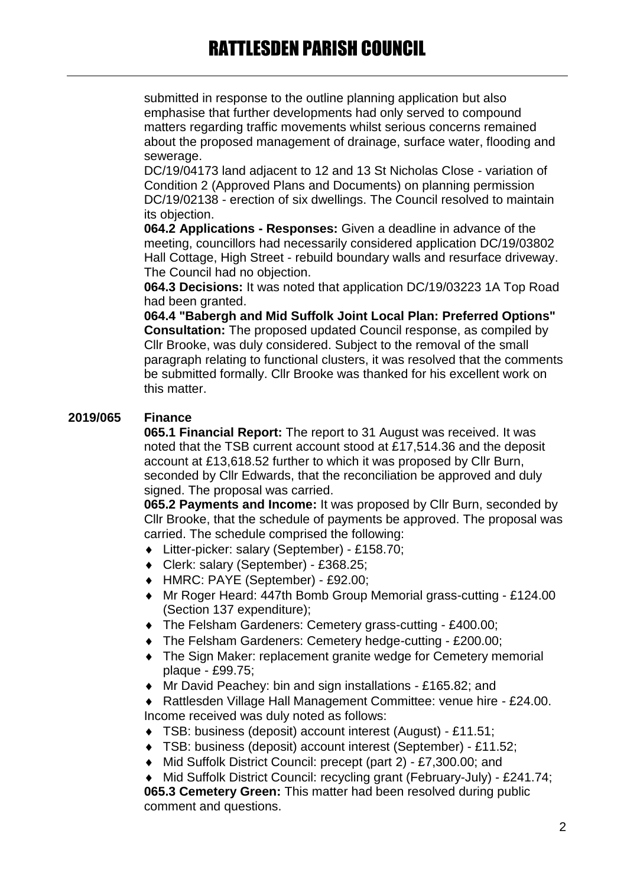submitted in response to the outline planning application but also emphasise that further developments had only served to compound matters regarding traffic movements whilst serious concerns remained about the proposed management of drainage, surface water, flooding and sewerage.

DC/19/04173 land adjacent to 12 and 13 St Nicholas Close - variation of Condition 2 (Approved Plans and Documents) on planning permission DC/19/02138 - erection of six dwellings. The Council resolved to maintain its objection.

**064.2 Applications - Responses:** Given a deadline in advance of the meeting, councillors had necessarily considered application DC/19/03802 Hall Cottage, High Street - rebuild boundary walls and resurface driveway. The Council had no objection.

**064.3 Decisions:** It was noted that application DC/19/03223 1A Top Road had been granted.

**064.4 "Babergh and Mid Suffolk Joint Local Plan: Preferred Options" Consultation:** The proposed updated Council response, as compiled by Cllr Brooke, was duly considered. Subject to the removal of the small paragraph relating to functional clusters, it was resolved that the comments be submitted formally. Cllr Brooke was thanked for his excellent work on this matter.

**2019/065 Finance**

**065.1 Financial Report:** The report to 31 August was received. It was noted that the TSB current account stood at £17,514.36 and the deposit account at £13,618.52 further to which it was proposed by Cllr Burn, seconded by Cllr Edwards, that the reconciliation be approved and duly signed. The proposal was carried.

**065.2 Payments and Income:** It was proposed by Cllr Burn, seconded by Cllr Brooke, that the schedule of payments be approved. The proposal was carried. The schedule comprised the following:

- Litter-picker: salary (September) - £158.70;
- Clerk: salary (September) - £368.25;
- HMRC: PAYE (September) - £92.00;
- Mr Roger Heard: 447th Bomb Group Memorial grass-cutting - £124.00 (Section 137 expenditure);
- The Felsham Gardeners: Cemetery grass-cutting - £400.00;
- The Felsham Gardeners: Cemetery hedge-cutting - £200.00;
- The Sign Maker: replacement granite wedge for Cemetery memorial plaque - £99.75;
- Mr David Peachey: bin and sign installations - £165.82; and
- Rattlesden Village Hall Management Committee: venue hire - £24.00.

Income received was duly noted as follows:

- TSB: business (deposit) account interest (August) - £11.51;
- TSB: business (deposit) account interest (September) - £11.52;
- Mid Suffolk District Council: precept (part 2) - £7,300.00; and
- Mid Suffolk District Council: recycling grant (February-July) - £241.74;

**065.3 Cemetery Green:** This matter had been resolved during public comment and questions.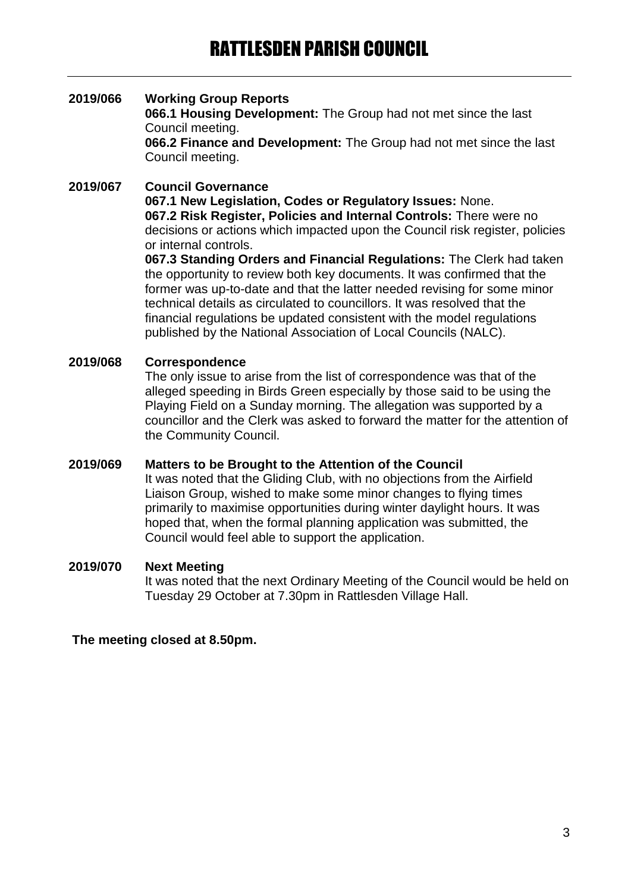**2019/066 Working Group Reports**

**066.1 Housing Development:** The Group had not met since the last Council meeting.

**066.2 Finance and Development:** The Group had not met since the last Council meeting.

**2019/067 Council Governance**

**067.1 New Legislation, Codes or Regulatory Issues:** None.

**067.2 Risk Register, Policies and Internal Controls:** There were no decisions or actions which impacted upon the Council risk register, policies or internal controls.

**067.3 Standing Orders and Financial Regulations:** The Clerk had taken the opportunity to review both key documents. It was confirmed that the former was up-to-date and that the latter needed revising for some minor technical details as circulated to councillors. It was resolved that the financial regulations be updated consistent with the model regulations published by the National Association of Local Councils (NALC).

**2019/068 Correspondence**

The only issue to arise from the list of correspondence was that of the alleged speeding in Birds Green especially by those said to be using the Playing Field on a Sunday morning. The allegation was supported by a councillor and the Clerk was asked to forward the matter for the attention of the Community Council.

**2019/069 Matters to be Brought to the Attention of the Council**

It was noted that the Gliding Club, with no objections from the Airfield Liaison Group, wished to make some minor changes to flying times primarily to maximise opportunities during winter daylight hours. It was hoped that, when the formal planning application was submitted, the Council would feel able to support the application.

**2019/070 Next Meeting**

It was noted that the next Ordinary Meeting of the Council would be held on Tuesday 29 October at 7.30pm in Rattlesden Village Hall.

**The meeting closed at 8.50pm.**